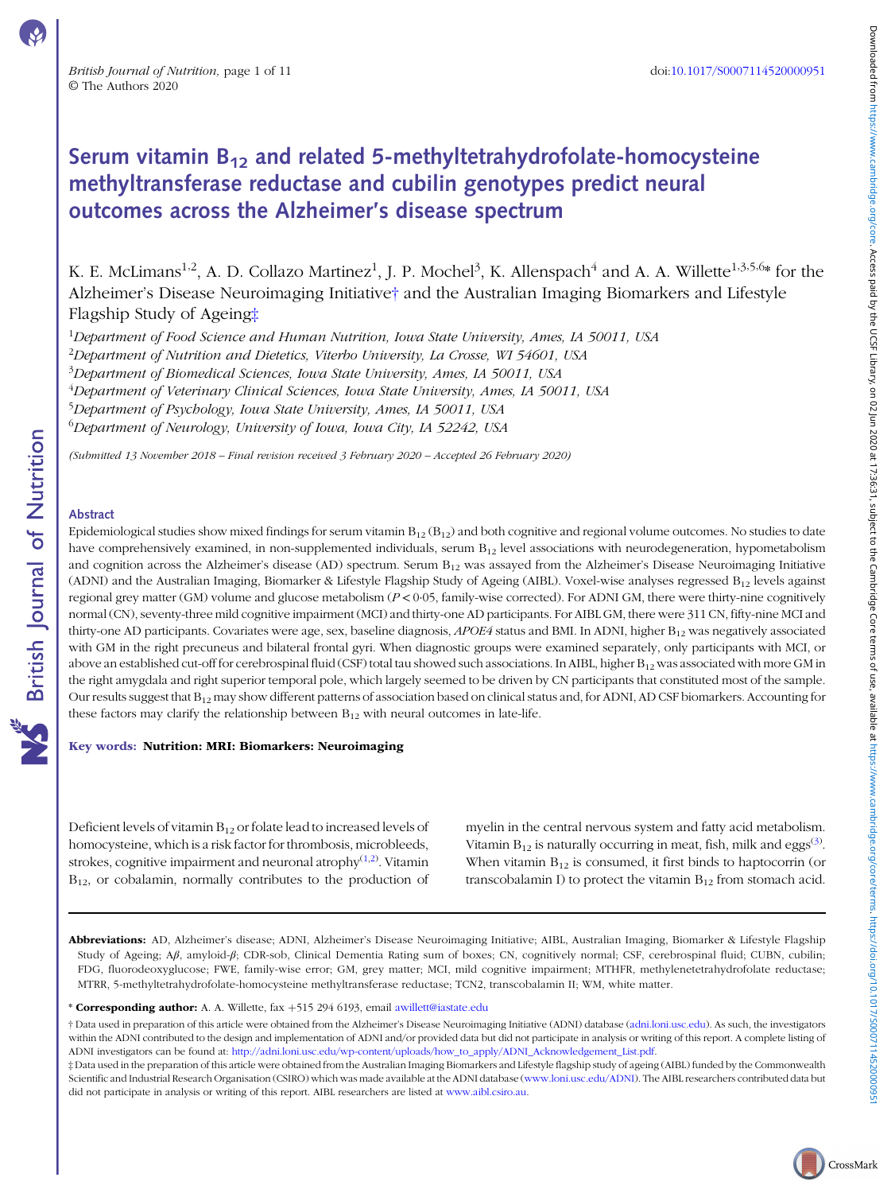# Serum vitamin $B_{12}$ and related 5-methyltetrahydrofolate-homocysteine methyltransferase reductase and cubilin genotypes predict neural outcomes across the Alzheimer's disease spectrum

K. E. McLimans[1,2], A. D. Collazo Martinez[1], J. P. Mochel[3], K. Allenspach[4] and A. A. Willette[1,3,5,6]* for the Alzheimer's Disease Neuroimaging Initiative† and the Australian Imaging Biomarkers and Lifestyle Flagship Study of Ageing‡

[1] *Department of Food Science and Human Nutrition, Iowa State University, Ames, IA 50011, USA*
[2] *Department of Nutrition and Dietetics, Viterbo University, La Crosse, WI 54601, USA*
[3] *Department of Biomedical Sciences, Iowa State University, Ames, IA 50011, USA*
[4] *Department of Veterinary Clinical Sciences, Iowa State University, Ames, IA 50011, USA*
[5] *Department of Psychology, Iowa State University, Ames, IA 50011, USA*
[6] *Department of Neurology, University of Iowa, Iowa City, IA 52242, USA*

*(Submitted 13 November 2018 – Final revision received 3 February 2020 – Accepted 26 February 2020)*

## Abstract

Epidemiological studies show mixed findings for serum vitamin $B_{12}$ ($B_{12}$) and both cognitive and regional volume outcomes. No studies to date have comprehensively examined, in non-supplemented individuals, serum $B_{12}$ level associations with neurodegeneration, hypometabolism and cognition across the Alzheimer's disease (AD) spectrum. Serum $B_{12}$ was assayed from the Alzheimer's Disease Neuroimaging Initiative (ADNI) and the Australian Imaging, Biomarker & Lifestyle Flagship Study of Ageing (AIBL). Voxel-wise analyses regressed $B_{12}$ levels against regional grey matter (GM) volume and glucose metabolism ($P < 0{\cdot}05$, family-wise corrected). For ADNI GM, there were thirty-nine cognitively normal (CN), seventy-three mild cognitive impairment (MCI) and thirty-one AD participants. For AIBL GM, there were 311 CN, fifty-nine MCI and thirty-one AD participants. Covariates were age, sex, baseline diagnosis, *APOE4* status and BMI. In ADNI, higher $B_{12}$ was negatively associated with GM in the right precuneus and bilateral frontal gyri. When diagnostic groups were examined separately, only participants with MCI, or above an established cut-off for cerebrospinal fluid (CSF) total tau showed such associations. In AIBL, higher $B_{12}$ was associated with more GM in the right amygdala and right superior temporal pole, which largely seemed to be driven by CN participants that constituted most of the sample. Our results suggest that $B_{12}$ may show different patterns of association based on clinical status and, for ADNI, AD CSF biomarkers. Accounting for these factors may clarify the relationship between $B_{12}$ with neural outcomes in late-life.

**Key words: Nutrition: MRI: Biomarkers: Neuroimaging**

Deficient levels of vitamin $B_{12}$ or folate lead to increased levels of homocysteine, which is a risk factor for thrombosis, microbleeds, strokes, cognitive impairment and neuronal atrophy[1,2]. Vitamin $B_{12}$, or cobalamin, normally contributes to the production of myelin in the central nervous system and fatty acid metabolism. Vitamin $B_{12}$ is naturally occurring in meat, fish, milk and eggs[3]. When vitamin $B_{12}$ is consumed, it first binds to haptocorrin (or transcobalamin I) to protect the vitamin $B_{12}$ from stomach acid.

**Abbreviations:** AD, Alzheimer's disease; ADNI, Alzheimer's Disease Neuroimaging Initiative; AIBL, Australian Imaging, Biomarker & Lifestyle Flagship Study of Ageing; Aβ, amyloid-β; CDR-sob, Clinical Dementia Rating sum of boxes; CN, cognitively normal; CSF, cerebrospinal fluid; CUBN, cubilin; FDG, fluorodeoxyglucose; FWE, family-wise error; GM, grey matter; MCI, mild cognitive impairment; MTHFR, methylenetetrahydrofolate reductase; MTRR, 5-methyltetrahydrofolate-homocysteine methyltransferase reductase; TCN2, transcobalamin II; WM, white matter.

\* **Corresponding author:** A. A. Willette, fax +515 294 6193, email awillett@iastate.edu

† Data used in preparation of this article were obtained from the Alzheimer's Disease Neuroimaging Initiative (ADNI) database (adni.loni.usc.edu). As such, the investigators within the ADNI contributed to the design and implementation of ADNI and/or provided data but did not participate in analysis or writing of this report. A complete listing of ADNI investigators can be found at: http://adni.loni.usc.edu/wp-content/uploads/how_to_apply/ADNI_Acknowledgement_List.pdf.

‡ Data used in the preparation of this article were obtained from the Australian Imaging Biomarkers and Lifestyle flagship study of ageing (AIBL) funded by the Commonwealth Scientific and Industrial Research Organisation (CSIRO) which was made available at the ADNI database (www.loni.usc.edu/ADNI). The AIBL researchers contributed data but did not participate in analysis or writing of this report. AIBL researchers are listed at www.aibl.csiro.au.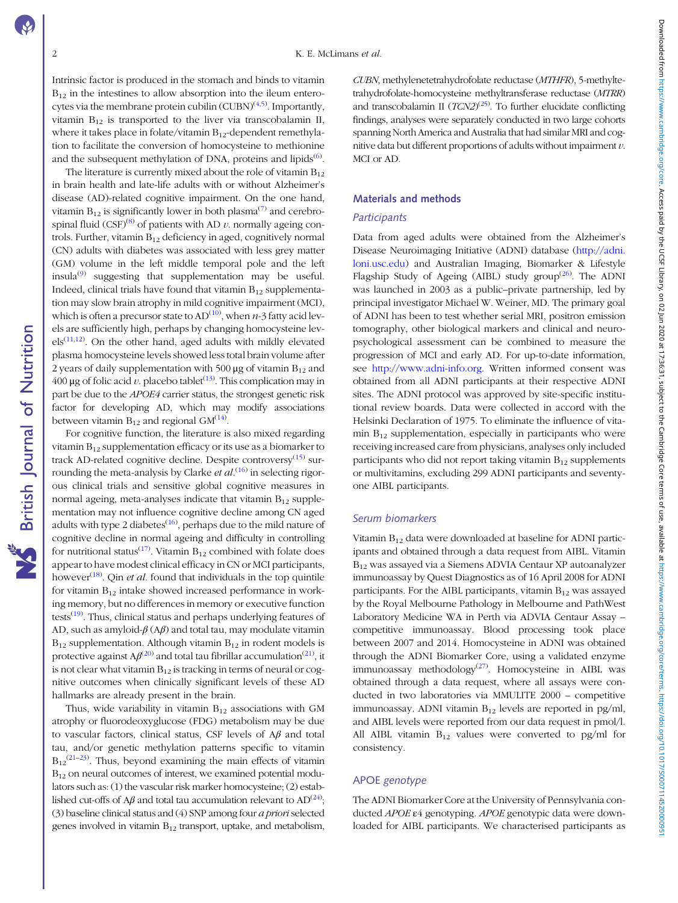Intrinsic factor is produced in the stomach and binds to vitamin $B_{12}$ in the intestines to allow absorption into the ileum enterocytes via the membrane protein cubilin (CUBN)[4,5]. Importantly, vitamin $B_{12}$ is transported to the liver via transcobalamin II, where it takes place in folate/vitamin $B_{12}$-dependent remethylation to facilitate the conversion of homocysteine to methionine and the subsequent methylation of DNA, proteins and lipids[6].

The literature is currently mixed about the role of vitamin $B_{12}$ in brain health and late-life adults with or without Alzheimer's disease (AD)-related cognitive impairment. On the one hand, vitamin $B_{12}$ is significantly lower in both plasma[7] and cerebrospinal fluid (CSF)[8] of patients with AD *v.* normally ageing controls. Further, vitamin $B_{12}$ deficiency in aged, cognitively normal (CN) adults with diabetes was associated with less grey matter (GM) volume in the left middle temporal pole and the left insula[9] suggesting that supplementation may be useful. Indeed, clinical trials have found that vitamin $B_{12}$ supplementation may slow brain atrophy in mild cognitive impairment (MCI), which is often a precursor state to AD[10], when *n*-3 fatty acid levels are sufficiently high, perhaps by changing homocysteine levels[11,12]. On the other hand, aged adults with mildly elevated plasma homocysteine levels showed less total brain volume after 2 years of daily supplementation with 500 μg of vitamin $B_{12}$ and 400 μg of folic acid *v.* placebo tablet[13]. This complication may in part be due to the *APOE4* carrier status, the strongest genetic risk factor for developing AD, which may modify associations between vitamin $B_{12}$ and regional GM[14].

For cognitive function, the literature is also mixed regarding vitamin $B_{12}$ supplementation efficacy or its use as a biomarker to track AD-related cognitive decline. Despite controversy[15] surrounding the meta-analysis by Clarke *et al.*[16] in selecting rigorous clinical trials and sensitive global cognitive measures in normal ageing, meta-analyses indicate that vitamin $B_{12}$ supplementation may not influence cognitive decline among CN aged adults with type 2 diabetes[16], perhaps due to the mild nature of cognitive decline in normal ageing and difficulty in controlling for nutritional status[17]. Vitamin $B_{12}$ combined with folate does appear to have modest clinical efficacy in CN or MCI participants, however[18]. Qin *et al.* found that individuals in the top quintile for vitamin $B_{12}$ intake showed increased performance in working memory, but no differences in memory or executive function tests[19]. Thus, clinical status and perhaps underlying features of AD, such as amyloid-$\beta$ (A$\beta$) and total tau, may modulate vitamin $B_{12}$ supplementation. Although vitamin $B_{12}$ in rodent models is protective against A$\beta$[20] and total tau fibrillar accumulation[21], it is not clear what vitamin $B_{12}$ is tracking in terms of neural or cognitive outcomes when clinically significant levels of these AD hallmarks are already present in the brain.

Thus, wide variability in vitamin $B_{12}$ associations with GM atrophy or fluorodeoxyglucose (FDG) metabolism may be due to vascular factors, clinical status, CSF levels of A$\beta$ and total tau, and/or genetic methylation patterns specific to vitamin $B_{12}$[21–23]. Thus, beyond examining the main effects of vitamin $B_{12}$ on neural outcomes of interest, we examined potential modulators such as: (1) the vascular risk marker homocysteine; (2) established cut-offs of A$\beta$ and total tau accumulation relevant to AD[24]; (3) baseline clinical status and (4) SNP among four *a priori* selected genes involved in vitamin $B_{12}$ transport, uptake, and metabolism, *CUBN*, methylenetetrahydrofolate reductase (*MTHFR*), 5-methyltetrahydrofolate-homocysteine methyltransferase reductase (*MTRR*) and transcobalamin II (*TCN2*)[25]. To further elucidate conflicting findings, analyses were separately conducted in two large cohorts spanning North America and Australia that had similar MRI and cognitive data but different proportions of adults without impairment *v.* MCI or AD.

## Materials and methods

### Participants

Data from aged adults were obtained from the Alzheimer's Disease Neuroimaging Initiative (ADNI) database (http://adni.loni.usc.edu) and Australian Imaging, Biomarker & Lifestyle Flagship Study of Ageing (AIBL) study group[26]. The ADNI was launched in 2003 as a public–private partnership, led by principal investigator Michael W. Weiner, MD. The primary goal of ADNI has been to test whether serial MRI, positron emission tomography, other biological markers and clinical and neuropsychological assessment can be combined to measure the progression of MCI and early AD. For up-to-date information, see http://www.adni-info.org. Written informed consent was obtained from all ADNI participants at their respective ADNI sites. The ADNI protocol was approved by site-specific institutional review boards. Data were collected in accord with the Helsinki Declaration of 1975. To eliminate the influence of vitamin $B_{12}$ supplementation, especially in participants who were receiving increased care from physicians, analyses only included participants who did not report taking vitamin $B_{12}$ supplements or multivitamins, excluding 299 ADNI participants and seventy-one AIBL participants.

### Serum biomarkers

Vitamin $B_{12}$ data were downloaded at baseline for ADNI participants and obtained through a data request from AIBL. Vitamin $B_{12}$ was assayed via a Siemens ADVIA Centaur XP autoanalyzer immunoassay by Quest Diagnostics as of 16 April 2008 for ADNI participants. For the AIBL participants, vitamin $B_{12}$ was assayed by the Royal Melbourne Pathology in Melbourne and PathWest Laboratory Medicine WA in Perth via ADVIA Centaur Assay – competitive immunoassay. Blood processing took place between 2007 and 2014. Homocysteine in ADNI was obtained through the ADNI Biomarker Core, using a validated enzyme immunoassay methodology[27]. Homocysteine in AIBL was obtained through a data request, where all assays were conducted in two laboratories via MMULITE 2000 – competitive immunoassay. ADNI vitamin $B_{12}$ levels are reported in pg/ml, and AIBL levels were reported from our data request in pmol/l. All AIBL vitamin $B_{12}$ values were converted to pg/ml for consistency.

### *APOE* genotype

The ADNI Biomarker Core at the University of Pennsylvania conducted *APOE* ε4 genotyping. *APOE* genotypic data were downloaded for AIBL participants. We characterised participants as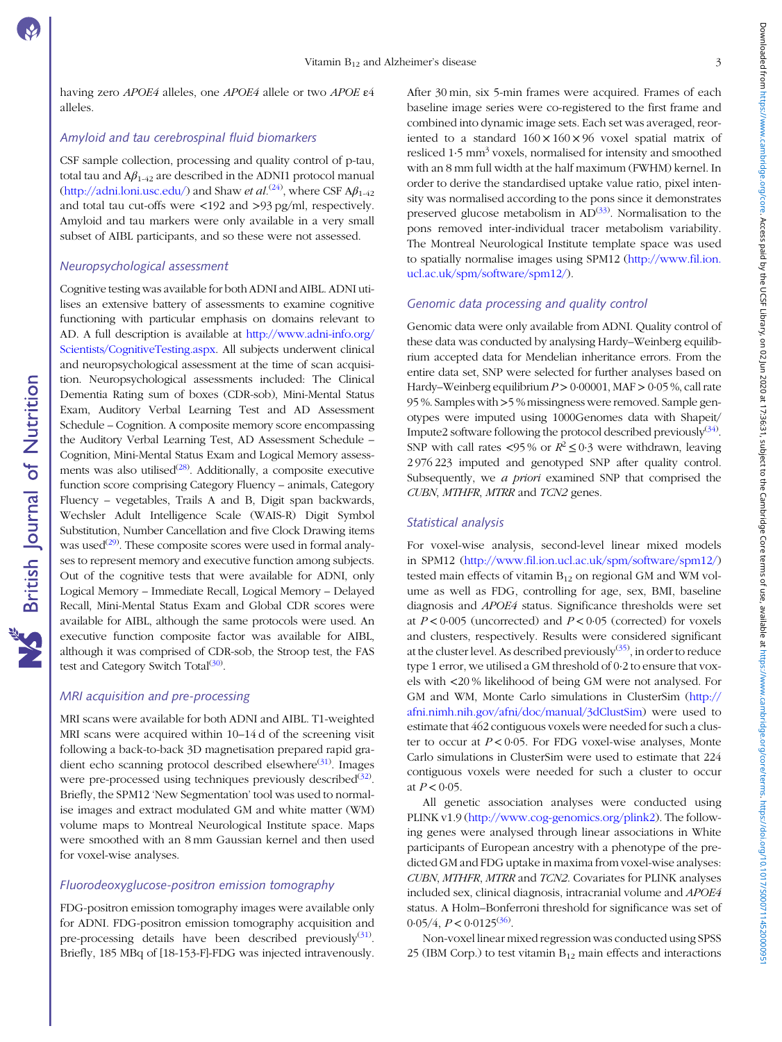having zero *APOE4* alleles, one *APOE4* allele or two *APOE* ε4 alleles.

### Amyloid and tau cerebrospinal fluid biomarkers

CSF sample collection, processing and quality control of p-tau, total tau and $A\beta_{1-42}$ are described in the ADNI1 protocol manual (http://adni.loni.usc.edu/) and Shaw *et al.*[24], where CSF $A\beta_{1-42}$ and total tau cut-offs were <192 and >93 pg/ml, respectively. Amyloid and tau markers were only available in a very small subset of AIBL participants, and so these were not assessed.

### Neuropsychological assessment

Cognitive testing was available for both ADNI and AIBL. ADNI utilises an extensive battery of assessments to examine cognitive functioning with particular emphasis on domains relevant to AD. A full description is available at http://www.adni-info.org/Scientists/CognitiveTesting.aspx. All subjects underwent clinical and neuropsychological assessment at the time of scan acquisition. Neuropsychological assessments included: The Clinical Dementia Rating sum of boxes (CDR-sob), Mini-Mental Status Exam, Auditory Verbal Learning Test and AD Assessment Schedule – Cognition. A composite memory score encompassing the Auditory Verbal Learning Test, AD Assessment Schedule – Cognition, Mini-Mental Status Exam and Logical Memory assessments was also utilised[28]. Additionally, a composite executive function score comprising Category Fluency – animals, Category Fluency – vegetables, Trails A and B, Digit span backwards, Wechsler Adult Intelligence Scale (WAIS-R) Digit Symbol Substitution, Number Cancellation and five Clock Drawing items was used[29]. These composite scores were used in formal analyses to represent memory and executive function among subjects. Out of the cognitive tests that were available for ADNI, only Logical Memory – Immediate Recall, Logical Memory – Delayed Recall, Mini-Mental Status Exam and Global CDR scores were available for AIBL, although the same protocols were used. An executive function composite factor was available for AIBL, although it was comprised of CDR-sob, the Stroop test, the FAS test and Category Switch Total[30].

### MRI acquisition and pre-processing

MRI scans were available for both ADNI and AIBL. T1-weighted MRI scans were acquired within 10–14 d of the screening visit following a back-to-back 3D magnetisation prepared rapid gradient echo scanning protocol described elsewhere[31]. Images were pre-processed using techniques previously described[32]. Briefly, the SPM12 'New Segmentation' tool was used to normalise images and extract modulated GM and white matter (WM) volume maps to Montreal Neurological Institute space. Maps were smoothed with an 8 mm Gaussian kernel and then used for voxel-wise analyses.

### Fluorodeoxyglucose-positron emission tomography

FDG-positron emission tomography images were available only for ADNI. FDG-positron emission tomography acquisition and pre-processing details have been described previously[31]. Briefly, 185 MBq of [18-153-F]-FDG was injected intravenously. After 30 min, six 5-min frames were acquired. Frames of each baseline image series were co-registered to the first frame and combined into dynamic image sets. Each set was averaged, reoriented to a standard 160 × 160 × 96 voxel spatial matrix of resliced 1·5 $mm^3$ voxels, normalised for intensity and smoothed with an 8 mm full width at the half maximum (FWHM) kernel. In order to derive the standardised uptake value ratio, pixel intensity was normalised according to the pons since it demonstrates preserved glucose metabolism in AD[33]. Normalisation to the pons removed inter-individual tracer metabolism variability. The Montreal Neurological Institute template space was used to spatially normalise images using SPM12 (http://www.fil.ion.ucl.ac.uk/spm/software/spm12/).

### Genomic data processing and quality control

Genomic data were only available from ADNI. Quality control of these data was conducted by analysing Hardy–Weinberg equilibrium accepted data for Mendelian inheritance errors. From the entire data set, SNP were selected for further analyses based on Hardy–Weinberg equilibrium $P > 0{\cdot}00001$, MAF > 0·05 %, call rate 95 %. Samples with >5 % missingness were removed. Sample genotypes were imputed using 1000Genomes data with Shapeit/Impute2 software following the protocol described previously[34]. SNP with call rates <95 % or $R^2 \leq 0{\cdot}3$ were withdrawn, leaving 2 976 223 imputed and genotyped SNP after quality control. Subsequently, we *a priori* examined SNP that comprised the *CUBN*, *MTHFR*, *MTRR* and *TCN2* genes.

### Statistical analysis

For voxel-wise analysis, second-level linear mixed models in SPM12 (http://www.fil.ion.ucl.ac.uk/spm/software/spm12/) tested main effects of vitamin $B_{12}$ on regional GM and WM volume as well as FDG, controlling for age, sex, BMI, baseline diagnosis and *APOE4* status. Significance thresholds were set at $P < 0{\cdot}005$ (uncorrected) and $P < 0{\cdot}05$ (corrected) for voxels and clusters, respectively. Results were considered significant at the cluster level. As described previously[35], in order to reduce type 1 error, we utilised a GM threshold of 0·2 to ensure that voxels with <20 % likelihood of being GM were not analysed. For GM and WM, Monte Carlo simulations in ClusterSim (http://afni.nimh.nih.gov/afni/doc/manual/3dClustSim) were used to estimate that 462 contiguous voxels were needed for such a cluster to occur at $P < 0{\cdot}05$. For FDG voxel-wise analyses, Monte Carlo simulations in ClusterSim were used to estimate that 224 contiguous voxels were needed for such a cluster to occur at $P < 0{\cdot}05$.

All genetic association analyses were conducted using PLINK v1.9 (http://www.cog-genomics.org/plink2). The following genes were analysed through linear associations in White participants of European ancestry with a phenotype of the predicted GM and FDG uptake in maxima from voxel-wise analyses: *CUBN*, *MTHFR*, *MTRR* and *TCN2*. Covariates for PLINK analyses included sex, clinical diagnosis, intracranial volume and *APOE4* status. A Holm–Bonferroni threshold for significance was set of 0·05/4, $P < 0{\cdot}0125$[36].

Non-voxel linear mixed regression was conducted using SPSS 25 (IBM Corp.) to test vitamin $B_{12}$ main effects and interactions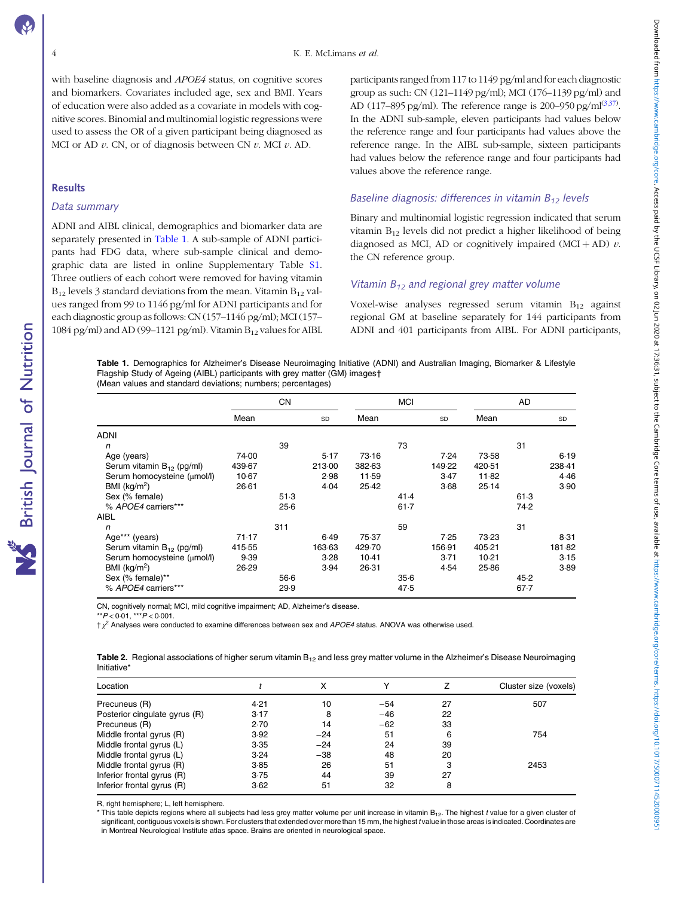with baseline diagnosis and *APOE4* status, on cognitive scores and biomarkers. Covariates included age, sex and BMI. Years of education were also added as a covariate in models with cognitive scores. Binomial and multinomial logistic regressions were used to assess the OR of a given participant being diagnosed as MCI or AD *v.* CN, or of diagnosis between CN *v.* MCI *v.* AD.

## Results

### Data summary

ADNI and AIBL clinical, demographics and biomarker data are separately presented in Table 1. A sub-sample of ADNI participants had FDG data, where sub-sample clinical and demographic data are listed in online Supplementary Table S1. Three outliers of each cohort were removed for having vitamin $B_{12}$ levels 3 standard deviations from the mean. Vitamin $B_{12}$ values ranged from 99 to 1146 pg/ml for ADNI participants and for each diagnostic group as follows: CN (157–1146 pg/ml); MCI (157–1084 pg/ml) and AD (99–1121 pg/ml). Vitamin $B_{12}$ values for AIBL participants ranged from 117 to 1149 pg/ml and for each diagnostic group as such: CN (121–1149 pg/ml); MCI (176–1139 pg/ml) and AD (117–895 pg/ml). The reference range is 200–950 pg/ml[3,37]. In the ADNI sub-sample, eleven participants had values below the reference range and four participants had values above the reference range. In the AIBL sub-sample, sixteen participants had values below the reference range and four participants had values above the reference range.

### Baseline diagnosis: differences in vitamin $B_{12}$ levels

Binary and multinomial logistic regression indicated that serum vitamin $B_{12}$ levels did not predict a higher likelihood of being diagnosed as MCI, AD or cognitively impaired (MCI + AD) *v.* the CN reference group.

### Vitamin $B_{12}$ and regional grey matter volume

Voxel-wise analyses regressed serum vitamin $B_{12}$ against regional GM at baseline separately for 144 participants from ADNI and 401 participants from AIBL. For ADNI participants,

**Table 1.** Demographics for Alzheimer's Disease Neuroimaging Initiative (ADNI) and Australian Imaging, Biomarker & Lifestyle Flagship Study of Ageing (AIBL) participants with grey matter (GM) images†
(Mean values and standard deviations; numbers; percentages)

| | CN | | MCI | | AD | |
|---|---|---|---|---|---|---|
| | Mean | SD | Mean | SD | Mean | SD |
| ADNI | | | | | | |
| *n* | 39 | | 73 | | 31 | |
| Age (years) | 74·00 | 5·17 | 73·16 | 7·24 | 73·58 | 6·19 |
| Serum vitamin $B_{12}$ (pg/ml) | 439·67 | 213·00 | 382·63 | 149·22 | 420·51 | 238·41 |
| Serum homocysteine (μmol/l) | 10·67 | 2·98 | 11·59 | 3·47 | 11·82 | 4·46 |
| BMI (kg/m$^2$) | 26·61 | 4·04 | 25·42 | 3·68 | 25·14 | 3·90 |
| Sex (% female) | 51·3 | | 41·4 | | 61·3 | |
| % *APOE4* carriers*** | 25·6 | | 61·7 | | 74·2 | |
| AIBL | | | | | | |
| *n* | 311 | | 59 | | 31 | |
| Age*** (years) | 71·17 | 6·49 | 75·37 | 7·25 | 73·23 | 8·31 |
| Serum vitamin $B_{12}$ (pg/ml) | 415·55 | 163·63 | 429·70 | 156·91 | 405·21 | 181·82 |
| Serum homocysteine (μmol/l) | 9·39 | 3·28 | 10·41 | 3·71 | 10·21 | 3·15 |
| BMI (kg/m$^2$) | 26·29 | 3·94 | 26·31 | 4·54 | 25·86 | 3·89 |
| Sex (% female)** | 56·6 | | 35·6 | | 45·2 | |
| % *APOE4* carriers*** | 29·9 | | 47·5 | | 67·7 | |

CN, cognitively normal; MCI, mild cognitive impairment; AD, Alzheimer's disease.
** $P < 0·01$, *** $P < 0·001$.
† $\chi^2$ Analyses were conducted to examine differences between sex and *APOE4* status. ANOVA was otherwise used.

**Table 2.** Regional associations of higher serum vitamin $B_{12}$ and less grey matter volume in the Alzheimer's Disease Neuroimaging Initiative*

| Location | *t* | X | Y | Z | Cluster size (voxels) |
|---|---|---|---|---|---|
| Precuneus (R) | 4·21 | 10 | −54 | 27 | 507 |
| Posterior cingulate gyrus (R) | 3·17 | 8 | −46 | 22 | |
| Precuneus (R) | 2·70 | 14 | −62 | 33 | |
| Middle frontal gyrus (R) | 3·92 | −24 | 51 | 6 | 754 |
| Middle frontal gyrus (L) | 3·35 | −24 | 24 | 39 | |
| Middle frontal gyrus (L) | 3·24 | −38 | 48 | 20 | |
| Middle frontal gyrus (R) | 3·85 | 26 | 51 | 3 | 2453 |
| Inferior frontal gyrus (R) | 3·75 | 44 | 39 | 27 | |
| Inferior frontal gyrus (R) | 3·62 | 51 | 32 | 8 | |

R, right hemisphere; L, left hemisphere.
\* This table depicts regions where all subjects had less grey matter volume per unit increase in vitamin $B_{12}$. The highest *t* value for a given cluster of significant, contiguous voxels is shown. For clusters that extended over more than 15 mm, the highest *t* value in those areas is indicated. Coordinates are in Montreal Neurological Institute atlas space. Brains are oriented in neurological space.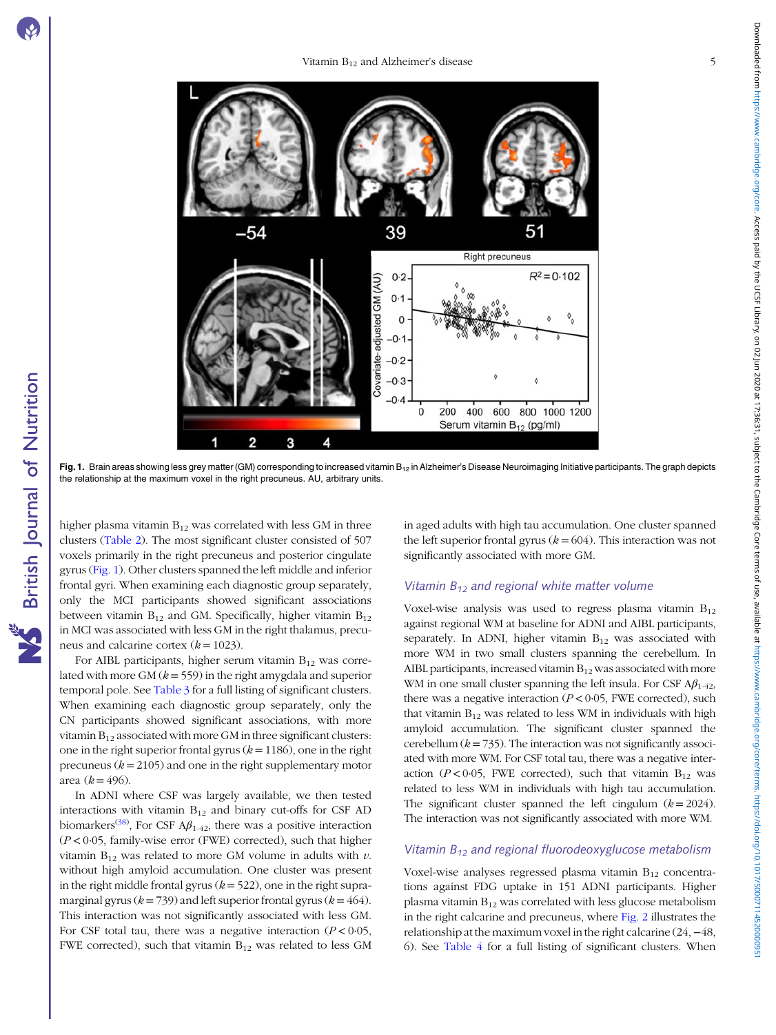Fig. 1. Brain areas showing less grey matter (GM) corresponding to increased vitamin $B_{12}$ in Alzheimer's Disease Neuroimaging Initiative participants. The graph depicts the relationship at the maximum voxel in the right precuneus. AU, arbitrary units.

higher plasma vitamin $B_{12}$ was correlated with less GM in three clusters (Table 2). The most significant cluster consisted of 507 voxels primarily in the right precuneus and posterior cingulate gyrus (Fig. 1). Other clusters spanned the left middle and inferior frontal gyri. When examining each diagnostic group separately, only the MCI participants showed significant associations between vitamin $B_{12}$ and GM. Specifically, higher vitamin $B_{12}$ in MCI was associated with less GM in the right thalamus, precuneus and calcarine cortex ($k = 1023$).

For AIBL participants, higher serum vitamin $B_{12}$ was correlated with more GM ($k = 559$) in the right amygdala and superior temporal pole. See Table 3 for a full listing of significant clusters. When examining each diagnostic group separately, only the CN participants showed significant associations, with more vitamin $B_{12}$ associated with more GM in three significant clusters: one in the right superior frontal gyrus ($k = 1186$), one in the right precuneus ($k = 2105$) and one in the right supplementary motor area ($k = 496$).

In ADNI where CSF was largely available, we then tested interactions with vitamin $B_{12}$ and binary cut-offs for CSF AD biomarkers[38]. For CSF $A\beta_{1\text{–}42}$, there was a positive interaction ($P < 0{\cdot}05$, family-wise error (FWE) corrected), such that higher vitamin $B_{12}$ was related to more GM volume in adults with *v.* without high amyloid accumulation. One cluster was present in the right middle frontal gyrus ($k = 522$), one in the right supramarginal gyrus ($k = 739$) and left superior frontal gyrus ($k = 464$). This interaction was not significantly associated with less GM. For CSF total tau, there was a negative interaction ($P < 0{\cdot}05$, FWE corrected), such that vitamin $B_{12}$ was related to less GM in aged adults with high tau accumulation. One cluster spanned the left superior frontal gyrus ($k = 604$). This interaction was not significantly associated with more GM.

### Vitamin $B_{12}$ and regional white matter volume

Voxel-wise analysis was used to regress plasma vitamin $B_{12}$ against regional WM at baseline for ADNI and AIBL participants, separately. In ADNI, higher vitamin $B_{12}$ was associated with more WM in two small clusters spanning the cerebellum. In AIBL participants, increased vitamin $B_{12}$ was associated with more WM in one small cluster spanning the left insula. For CSF $A\beta_{1\text{–}42}$, there was a negative interaction ($P < 0{\cdot}05$, FWE corrected), such that vitamin $B_{12}$ was related to less WM in individuals with high amyloid accumulation. The significant cluster spanned the cerebellum ($k = 735$). The interaction was not significantly associated with more WM. For CSF total tau, there was a negative interaction ($P < 0{\cdot}05$, FWE corrected), such that vitamin $B_{12}$ was related to less WM in individuals with high tau accumulation. The significant cluster spanned the left cingulum ($k = 2024$). The interaction was not significantly associated with more WM.

### Vitamin $B_{12}$ and regional fluorodeoxyglucose metabolism

Voxel-wise analyses regressed plasma vitamin $B_{12}$ concentrations against FDG uptake in 151 ADNI participants. Higher plasma vitamin $B_{12}$ was correlated with less glucose metabolism in the right calcarine and precuneus, where Fig. 2 illustrates the relationship at the maximum voxel in the right calcarine (24, −48, 6). See Table 4 for a full listing of significant clusters. When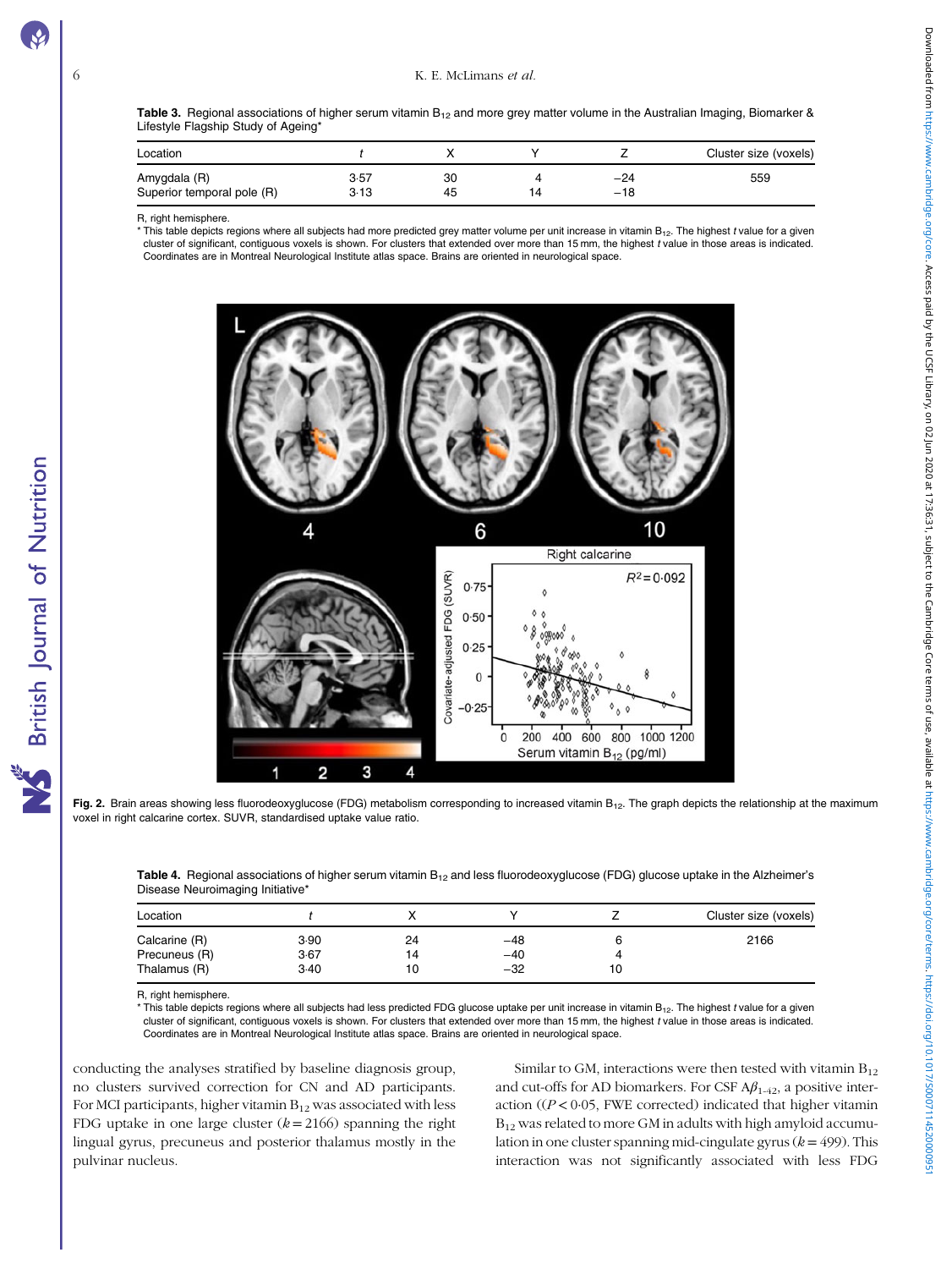**Table 3.** Regional associations of higher serum vitamin $B_{12}$ and more grey matter volume in the Australian Imaging, Biomarker & Lifestyle Flagship Study of Ageing*

| Location | $t$ | X | Y | Z | Cluster size (voxels) |
|---|---|---|---|---|---|
| Amygdala (R) | 3·57 | 30 | 4 | −24 | 559 |
| Superior temporal pole (R) | 3·13 | 45 | 14 | −18 | |

R, right hemisphere.

\* This table depicts regions where all subjects had more predicted grey matter volume per unit increase in vitamin $B_{12}$. The highest $t$ value for a given cluster of significant, contiguous voxels is shown. For clusters that extended over more than 15 mm, the highest $t$ value in those areas is indicated. Coordinates are in Montreal Neurological Institute atlas space. Brains are oriented in neurological space.

**Fig. 2.** Brain areas showing less fluorodeoxyglucose (FDG) metabolism corresponding to increased vitamin $B_{12}$. The graph depicts the relationship at the maximum voxel in right calcarine cortex. SUVR, standardised uptake value ratio.

**Table 4.** Regional associations of higher serum vitamin $B_{12}$ and less fluorodeoxyglucose (FDG) glucose uptake in the Alzheimer's Disease Neuroimaging Initiative*

| Location | $t$ | X | Y | Z | Cluster size (voxels) |
|---|---|---|---|---|---|
| Calcarine (R) | 3·90 | 24 | −48 | 6 | 2166 |
| Precuneus (R) | 3·67 | 14 | −40 | 4 | |
| Thalamus (R) | 3·40 | 10 | −32 | 10 | |

R, right hemisphere.

\* This table depicts regions where all subjects had less predicted FDG glucose uptake per unit increase in vitamin $B_{12}$. The highest $t$ value for a given cluster of significant, contiguous voxels is shown. For clusters that extended over more than 15 mm, the highest $t$ value in those areas is indicated. Coordinates are in Montreal Neurological Institute atlas space. Brains are oriented in neurological space.

conducting the analyses stratified by baseline diagnosis group, no clusters survived correction for CN and AD participants. For MCI participants, higher vitamin $B_{12}$ was associated with less FDG uptake in one large cluster ($k = 2166$) spanning the right lingual gyrus, precuneus and posterior thalamus mostly in the pulvinar nucleus.

Similar to GM, interactions were then tested with vitamin $B_{12}$ and cut-offs for AD biomarkers. For CSF $A\beta_{1-42}$, a positive interaction (($P < 0·05$, FWE corrected) indicated that higher vitamin $B_{12}$ was related to more GM in adults with high amyloid accumulation in one cluster spanning mid-cingulate gyrus ($k = 499$). This interaction was not significantly associated with less FDG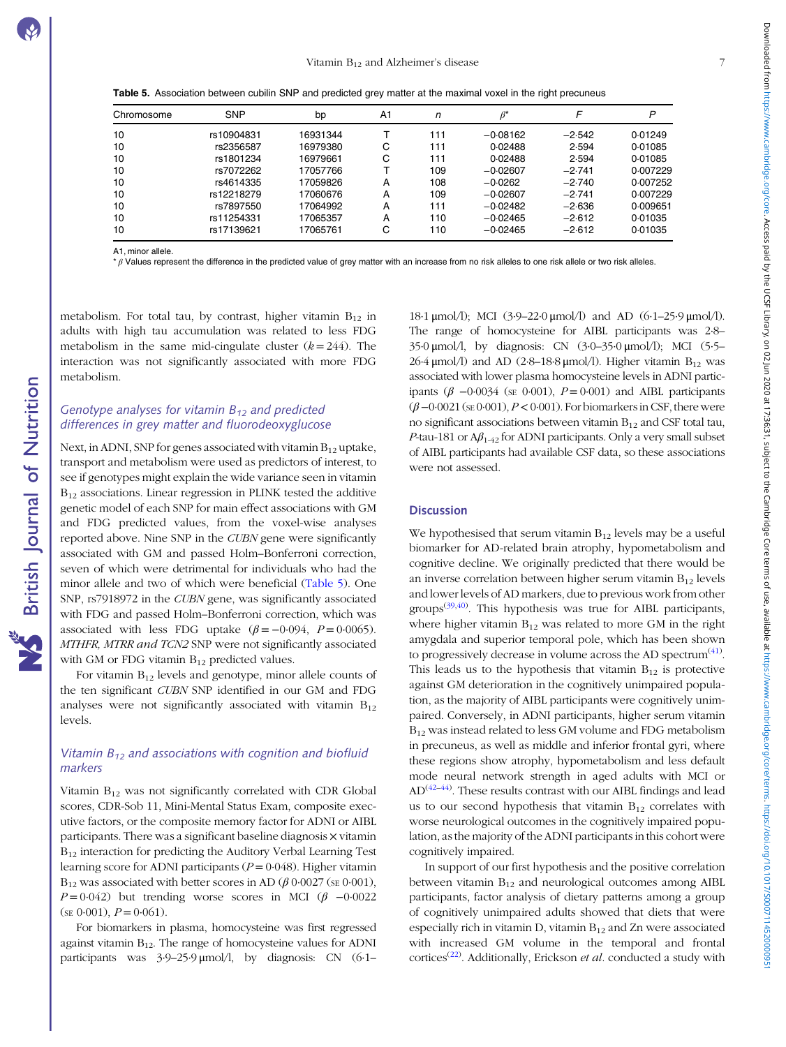**Table 5.** Association between cubilin SNP and predicted grey matter at the maximal voxel in the right precuneus

| Chromosome | SNP | bp | A1 | *n* | $\beta$* | *F* | *P* |
|---|---|---|---|---|---|---|---|
| 10 | rs10904831 | 16931344 | T | 111 | −0·08162 | −2·542 | 0·01249 |
| 10 | rs2356587 | 16979380 | C | 111 | 0·02488 | 2·594 | 0·01085 |
| 10 | rs1801234 | 16979661 | C | 111 | 0·02488 | 2·594 | 0·01085 |
| 10 | rs7072262 | 17057766 | T | 109 | −0·02607 | −2·741 | 0·007229 |
| 10 | rs4614335 | 17059826 | A | 108 | −0·0262 | −2·740 | 0·007252 |
| 10 | rs12218279 | 17060676 | A | 109 | −0·02607 | −2·741 | 0·007229 |
| 10 | rs7897550 | 17064992 | A | 111 | −0·02482 | −2·636 | 0·009651 |
| 10 | rs11254331 | 17065357 | A | 110 | −0·02465 | −2·612 | 0·01035 |
| 10 | rs17139621 | 17065761 | C | 110 | −0·02465 | −2·612 | 0·01035 |

A1, minor allele.

\* $\beta$ Values represent the difference in the predicted value of grey matter with an increase from no risk alleles to one risk allele or two risk alleles.

metabolism. For total tau, by contrast, higher vitamin $B_{12}$ in adults with high tau accumulation was related to less FDG metabolism in the same mid-cingulate cluster ($k = 244$). The interaction was not significantly associated with more FDG metabolism.

### Genotype analyses for vitamin $B_{12}$ and predicted differences in grey matter and fluorodeoxyglucose

Next, in ADNI, SNP for genes associated with vitamin $B_{12}$ uptake, transport and metabolism were used as predictors of interest, to see if genotypes might explain the wide variance seen in vitamin $B_{12}$ associations. Linear regression in PLINK tested the additive genetic model of each SNP for main effect associations with GM and FDG predicted values, from the voxel-wise analyses reported above. Nine SNP in the *CUBN* gene were significantly associated with GM and passed Holm–Bonferroni correction, seven of which were detrimental for individuals who had the minor allele and two of which were beneficial (Table 5). One SNP, rs7918972 in the *CUBN* gene, was significantly associated with FDG and passed Holm–Bonferroni correction, which was associated with less FDG uptake ($\beta = -0{\cdot}094$, $P = 0{\cdot}0065$). *MTHFR, MTRR and TCN2* SNP were not significantly associated with GM or FDG vitamin $B_{12}$ predicted values.

For vitamin $B_{12}$ levels and genotype, minor allele counts of the ten significant *CUBN* SNP identified in our GM and FDG analyses were not significantly associated with vitamin $B_{12}$ levels.

### Vitamin $B_{12}$ and associations with cognition and biofluid markers

Vitamin $B_{12}$ was not significantly correlated with CDR Global scores, CDR-Sob 11, Mini-Mental Status Exam, composite executive factors, or the composite memory factor for ADNI or AIBL participants. There was a significant baseline diagnosis × vitamin $B_{12}$ interaction for predicting the Auditory Verbal Learning Test learning score for ADNI participants ($P = 0{\cdot}048$). Higher vitamin $B_{12}$ was associated with better scores in AD ($\beta$ 0·0027 (SE 0·001), $P = 0{\cdot}042$) but trending worse scores in MCI ($\beta$ −0·0022 (SE 0·001), $P = 0{\cdot}061$).

For biomarkers in plasma, homocysteine was first regressed against vitamin $B_{12}$. The range of homocysteine values for ADNI participants was 3·9–25·9 µmol/l, by diagnosis: CN (6·1–18·1 µmol/l); MCI (3·9–22·0 µmol/l) and AD (6·1–25·9 µmol/l). The range of homocysteine for AIBL participants was 2·8–35·0 µmol/l, by diagnosis: CN (3·0–35·0 µmol/l); MCI (5·5–26·4 µmol/l) and AD (2·8–18·8 µmol/l). Higher vitamin $B_{12}$ was associated with lower plasma homocysteine levels in ADNI participants ($\beta$ −0·0034 (SE 0·001), $P = 0{\cdot}001$) and AIBL participants ($\beta$ −0·0021 (SE 0·001), $P < 0{\cdot}001$). For biomarkers in CSF, there were no significant associations between vitamin $B_{12}$ and CSF total tau, *P*-tau-181 or $A\beta_{1\text{–}42}$ for ADNI participants. Only a very small subset of AIBL participants had available CSF data, so these associations were not assessed.

## Discussion

We hypothesised that serum vitamin $B_{12}$ levels may be a useful biomarker for AD-related brain atrophy, hypometabolism and cognitive decline. We originally predicted that there would be an inverse correlation between higher serum vitamin $B_{12}$ levels and lower levels of AD markers, due to previous work from other groups[39,40]. This hypothesis was true for AIBL participants, where higher vitamin $B_{12}$ was related to more GM in the right amygdala and superior temporal pole, which has been shown to progressively decrease in volume across the AD spectrum[41]. This leads us to the hypothesis that vitamin $B_{12}$ is protective against GM deterioration in the cognitively unimpaired population, as the majority of AIBL participants were cognitively unimpaired. Conversely, in ADNI participants, higher serum vitamin $B_{12}$ was instead related to less GM volume and FDG metabolism in precuneus, as well as middle and inferior frontal gyri, where these regions show atrophy, hypometabolism and less default mode neural network strength in aged adults with MCI or AD[42–44]. These results contrast with our AIBL findings and lead us to our second hypothesis that vitamin $B_{12}$ correlates with worse neurological outcomes in the cognitively impaired population, as the majority of the ADNI participants in this cohort were cognitively impaired.

In support of our first hypothesis and the positive correlation between vitamin $B_{12}$ and neurological outcomes among AIBL participants, factor analysis of dietary patterns among a group of cognitively unimpaired adults showed that diets that were especially rich in vitamin D, vitamin $B_{12}$ and Zn were associated with increased GM volume in the temporal and frontal cortices[22]. Additionally, Erickson *et al*. conducted a study with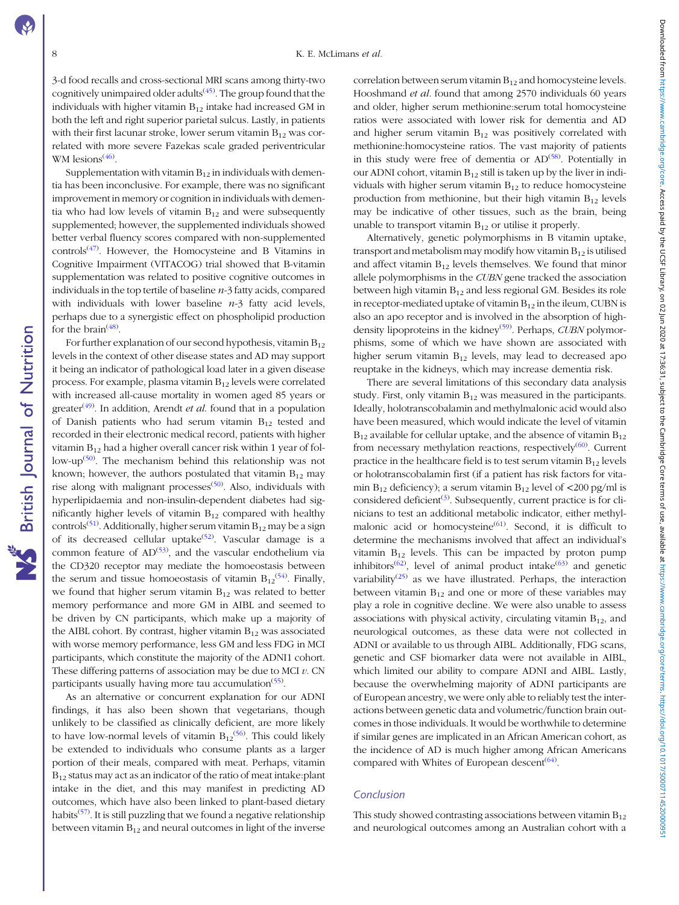3-d food recalls and cross-sectional MRI scans among thirty-two cognitively unimpaired older adults[45]. The group found that the individuals with higher vitamin $B_{12}$ intake had increased GM in both the left and right superior parietal sulcus. Lastly, in patients with their first lacunar stroke, lower serum vitamin $B_{12}$ was correlated with more severe Fazekas scale graded periventricular WM lesions[46].

Supplementation with vitamin $B_{12}$ in individuals with dementia has been inconclusive. For example, there was no significant improvement in memory or cognition in individuals with dementia who had low levels of vitamin $B_{12}$ and were subsequently supplemented; however, the supplemented individuals showed better verbal fluency scores compared with non-supplemented controls[47]. However, the Homocysteine and B Vitamins in Cognitive Impairment (VITACOG) trial showed that B-vitamin supplementation was related to positive cognitive outcomes in individuals in the top tertile of baseline *n*-3 fatty acids, compared with individuals with lower baseline *n*-3 fatty acid levels, perhaps due to a synergistic effect on phospholipid production for the brain[48].

For further explanation of our second hypothesis, vitamin $B_{12}$ levels in the context of other disease states and AD may support it being an indicator of pathological load later in a given disease process. For example, plasma vitamin $B_{12}$ levels were correlated with increased all-cause mortality in women aged 85 years or greater[49]. In addition, Arendt *et al.* found that in a population of Danish patients who had serum vitamin $B_{12}$ tested and recorded in their electronic medical record, patients with higher vitamin $B_{12}$ had a higher overall cancer risk within 1 year of follow-up[50]. The mechanism behind this relationship was not known; however, the authors postulated that vitamin $B_{12}$ may rise along with malignant processes[50]. Also, individuals with hyperlipidaemia and non-insulin-dependent diabetes had significantly higher levels of vitamin $B_{12}$ compared with healthy controls[51]. Additionally, higher serum vitamin $B_{12}$ may be a sign of its decreased cellular uptake[52]. Vascular damage is a common feature of AD[53], and the vascular endothelium via the CD320 receptor may mediate the homoeostasis between the serum and tissue homoeostasis of vitamin $B_{12}$[54]. Finally, we found that higher serum vitamin $B_{12}$ was related to better memory performance and more GM in AIBL and seemed to be driven by CN participants, which make up a majority of the AIBL cohort. By contrast, higher vitamin $B_{12}$ was associated with worse memory performance, less GM and less FDG in MCI participants, which constitute the majority of the ADNI1 cohort. These differing patterns of association may be due to MCI *v.* CN participants usually having more tau accumulation[55].

As an alternative or concurrent explanation for our ADNI findings, it has also been shown that vegetarians, though unlikely to be classified as clinically deficient, are more likely to have low-normal levels of vitamin $B_{12}$[56]. This could likely be extended to individuals who consume plants as a larger portion of their meals, compared with meat. Perhaps, vitamin $B_{12}$ status may act as an indicator of the ratio of meat intake:plant intake in the diet, and this may manifest in predicting AD outcomes, which have also been linked to plant-based dietary habits[57]. It is still puzzling that we found a negative relationship between vitamin $B_{12}$ and neural outcomes in light of the inverse correlation between serum vitamin $B_{12}$ and homocysteine levels. Hooshmand *et al.* found that among 2570 individuals 60 years and older, higher serum methionine:serum total homocysteine ratios were associated with lower risk for dementia and AD and higher serum vitamin $B_{12}$ was positively correlated with methionine:homocysteine ratios. The vast majority of patients in this study were free of dementia or AD[58]. Potentially in our ADNI cohort, vitamin $B_{12}$ still is taken up by the liver in individuals with higher serum vitamin $B_{12}$ to reduce homocysteine production from methionine, but their high vitamin $B_{12}$ levels may be indicative of other tissues, such as the brain, being unable to transport vitamin $B_{12}$ or utilise it properly.

Alternatively, genetic polymorphisms in B vitamin uptake, transport and metabolism may modify how vitamin $B_{12}$ is utilised and affect vitamin $B_{12}$ levels themselves. We found that minor allele polymorphisms in the *CUBN* gene tracked the association between high vitamin $B_{12}$ and less regional GM. Besides its role in receptor-mediated uptake of vitamin $B_{12}$ in the ileum, CUBN is also an apo receptor and is involved in the absorption of high-density lipoproteins in the kidney[59]. Perhaps, *CUBN* polymorphisms, some of which we have shown are associated with higher serum vitamin $B_{12}$ levels, may lead to decreased apo reuptake in the kidneys, which may increase dementia risk.

There are several limitations of this secondary data analysis study. First, only vitamin $B_{12}$ was measured in the participants. Ideally, holotranscobalamin and methylmalonic acid would also have been measured, which would indicate the level of vitamin $B_{12}$ available for cellular uptake, and the absence of vitamin $B_{12}$ from necessary methylation reactions, respectively[60]. Current practice in the healthcare field is to test serum vitamin $B_{12}$ levels or holotranscobalamin first (if a patient has risk factors for vitamin $B_{12}$ deficiency); a serum vitamin $B_{12}$ level of <200 pg/ml is considered deficient[3]. Subsequently, current practice is for clinicians to test an additional metabolic indicator, either methylmalonic acid or homocysteine[61]. Second, it is difficult to determine the mechanisms involved that affect an individual's vitamin $B_{12}$ levels. This can be impacted by proton pump inhibitors[62], level of animal product intake[63] and genetic variability[25] as we have illustrated. Perhaps, the interaction between vitamin $B_{12}$ and one or more of these variables may play a role in cognitive decline. We were also unable to assess associations with physical activity, circulating vitamin $B_{12}$, and neurological outcomes, as these data were not collected in ADNI or available to us through AIBL. Additionally, FDG scans, genetic and CSF biomarker data were not available in AIBL, which limited our ability to compare ADNI and AIBL. Lastly, because the overwhelming majority of ADNI participants are of European ancestry, we were only able to reliably test the interactions between genetic data and volumetric/function brain outcomes in those individuals. It would be worthwhile to determine if similar genes are implicated in an African American cohort, as the incidence of AD is much higher among African Americans compared with Whites of European descent[64].

## Conclusion

This study showed contrasting associations between vitamin $B_{12}$ and neurological outcomes among an Australian cohort with a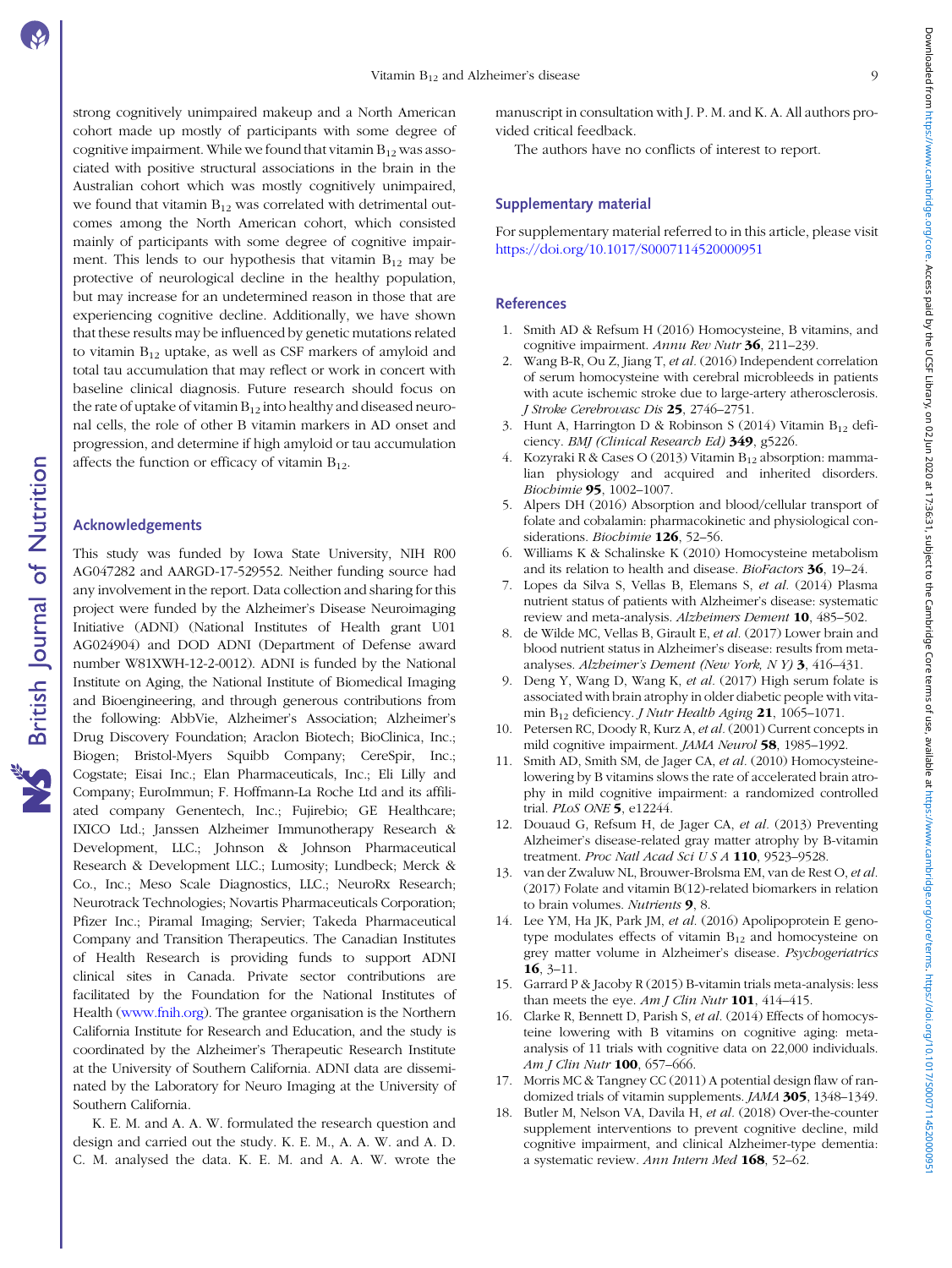strong cognitively unimpaired makeup and a North American cohort made up mostly of participants with some degree of cognitive impairment. While we found that vitamin $B_{12}$ was associated with positive structural associations in the brain in the Australian cohort which was mostly cognitively unimpaired, we found that vitamin $B_{12}$ was correlated with detrimental outcomes among the North American cohort, which consisted mainly of participants with some degree of cognitive impairment. This lends to our hypothesis that vitamin $B_{12}$ may be protective of neurological decline in the healthy population, but may increase for an undetermined reason in those that are experiencing cognitive decline. Additionally, we have shown that these results may be influenced by genetic mutations related to vitamin $B_{12}$ uptake, as well as CSF markers of amyloid and total tau accumulation that may reflect or work in concert with baseline clinical diagnosis. Future research should focus on the rate of uptake of vitamin $B_{12}$ into healthy and diseased neuronal cells, the role of other B vitamin markers in AD onset and progression, and determine if high amyloid or tau accumulation affects the function or efficacy of vitamin $B_{12}$.

## Acknowledgements

This study was funded by Iowa State University, NIH R00 AG047282 and AARGD-17-529552. Neither funding source had any involvement in the report. Data collection and sharing for this project were funded by the Alzheimer's Disease Neuroimaging Initiative (ADNI) (National Institutes of Health grant U01 AG024904) and DOD ADNI (Department of Defense award number W81XWH-12-2-0012). ADNI is funded by the National Institute on Aging, the National Institute of Biomedical Imaging and Bioengineering, and through generous contributions from the following: AbbVie, Alzheimer's Association; Alzheimer's Drug Discovery Foundation; Araclon Biotech; BioClinica, Inc.; Biogen; Bristol-Myers Squibb Company; CereSpir, Inc.; Cogstate; Eisai Inc.; Elan Pharmaceuticals, Inc.; Eli Lilly and Company; EuroImmun; F. Hoffmann-La Roche Ltd and its affiliated company Genentech, Inc.; Fujirebio; GE Healthcare; IXICO Ltd.; Janssen Alzheimer Immunotherapy Research & Development, LLC.; Johnson & Johnson Pharmaceutical Research & Development LLC.; Lumosity; Lundbeck; Merck & Co., Inc.; Meso Scale Diagnostics, LLC.; NeuroRx Research; Neurotrack Technologies; Novartis Pharmaceuticals Corporation; Pfizer Inc.; Piramal Imaging; Servier; Takeda Pharmaceutical Company and Transition Therapeutics. The Canadian Institutes of Health Research is providing funds to support ADNI clinical sites in Canada. Private sector contributions are facilitated by the Foundation for the National Institutes of Health (www.fnih.org). The grantee organisation is the Northern California Institute for Research and Education, and the study is coordinated by the Alzheimer's Therapeutic Research Institute at the University of Southern California. ADNI data are disseminated by the Laboratory for Neuro Imaging at the University of Southern California.

K. E. M. and A. A. W. formulated the research question and design and carried out the study. K. E. M., A. A. W. and A. D. C. M. analysed the data. K. E. M. and A. A. W. wrote the manuscript in consultation with J. P. M. and K. A. All authors provided critical feedback.

The authors have no conflicts of interest to report.

## Supplementary material

For supplementary material referred to in this article, please visit https://doi.org/10.1017/S0007114520000951

## References

1. Smith AD & Refsum H (2016) Homocysteine, B vitamins, and cognitive impairment. *Annu Rev Nutr* **36**, 211–239.
2. Wang B-R, Ou Z, Jiang T, *et al.* (2016) Independent correlation of serum homocysteine with cerebral microbleeds in patients with acute ischemic stroke due to large-artery atherosclerosis. *J Stroke Cerebrovasc Dis* **25**, 2746–2751.
3. Hunt A, Harrington D & Robinson S (2014) Vitamin $B_{12}$ deficiency. *BMJ (Clinical Research Ed)* **349**, g5226.
4. Kozyraki R & Cases O (2013) Vitamin $B_{12}$ absorption: mammalian physiology and acquired and inherited disorders. *Biochimie* **95**, 1002–1007.
5. Alpers DH (2016) Absorption and blood/cellular transport of folate and cobalamin: pharmacokinetic and physiological considerations. *Biochimie* **126**, 52–56.
6. Williams K & Schalinske K (2010) Homocysteine metabolism and its relation to health and disease. *BioFactors* **36**, 19–24.
7. Lopes da Silva S, Vellas B, Elemans S, *et al.* (2014) Plasma nutrient status of patients with Alzheimer's disease: systematic review and meta-analysis. *Alzheimers Dement* **10**, 485–502.
8. de Wilde MC, Vellas B, Girault E, *et al.* (2017) Lower brain and blood nutrient status in Alzheimer's disease: results from meta-analyses. *Alzheimer's Dement (New York, N Y)* **3**, 416–431.
9. Deng Y, Wang D, Wang K, *et al.* (2017) High serum folate is associated with brain atrophy in older diabetic people with vitamin $B_{12}$ deficiency. *J Nutr Health Aging* **21**, 1065–1071.
10. Petersen RC, Doody R, Kurz A, *et al.* (2001) Current concepts in mild cognitive impairment. *JAMA Neurol* **58**, 1985–1992.
11. Smith AD, Smith SM, de Jager CA, *et al.* (2010) Homocysteine-lowering by B vitamins slows the rate of accelerated brain atrophy in mild cognitive impairment: a randomized controlled trial. *PLoS ONE* **5**, e12244.
12. Douaud G, Refsum H, de Jager CA, *et al.* (2013) Preventing Alzheimer's disease-related gray matter atrophy by B-vitamin treatment. *Proc Natl Acad Sci U S A* **110**, 9523–9528.
13. van der Zwaluw NL, Brouwer-Brolsma EM, van de Rest O, *et al.* (2017) Folate and vitamin B(12)-related biomarkers in relation to brain volumes. *Nutrients* **9**, 8.
14. Lee YM, Ha JK, Park JM, *et al.* (2016) Apolipoprotein E genotype modulates effects of vitamin $B_{12}$ and homocysteine on grey matter volume in Alzheimer's disease. *Psychogeriatrics* **16**, 3–11.
15. Garrard P & Jacoby R (2015) B-vitamin trials meta-analysis: less than meets the eye. *Am J Clin Nutr* **101**, 414–415.
16. Clarke R, Bennett D, Parish S, *et al.* (2014) Effects of homocysteine lowering with B vitamins on cognitive aging: meta-analysis of 11 trials with cognitive data on 22,000 individuals. *Am J Clin Nutr* **100**, 657–666.
17. Morris MC & Tangney CC (2011) A potential design flaw of randomized trials of vitamin supplements. *JAMA* **305**, 1348–1349.
18. Butler M, Nelson VA, Davila H, *et al.* (2018) Over-the-counter supplement interventions to prevent cognitive decline, mild cognitive impairment, and clinical Alzheimer-type dementia: a systematic review. *Ann Intern Med* **168**, 52–62.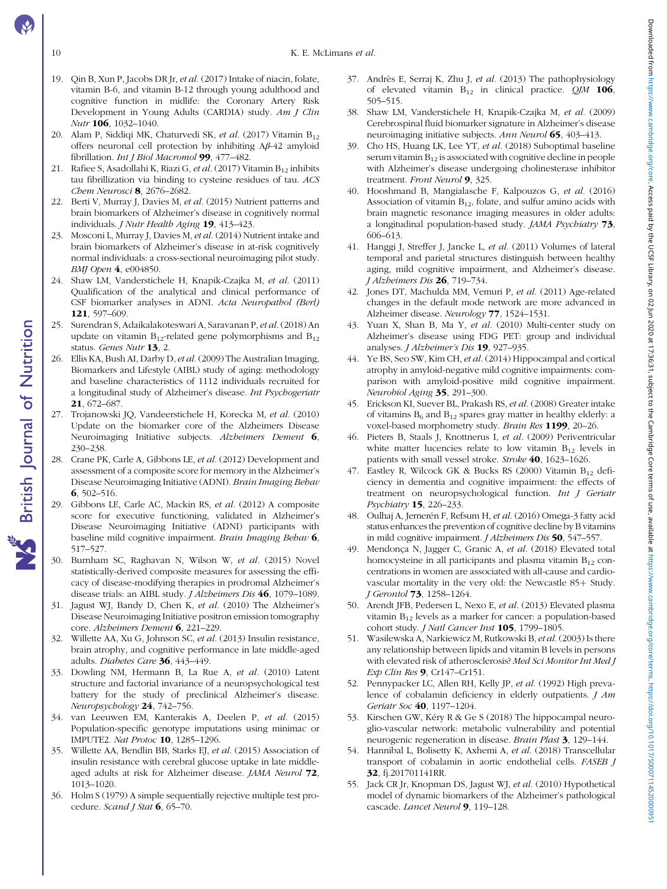19. Qin B, Xun P, Jacobs DR Jr, *et al.* (2017) Intake of niacin, folate, vitamin B-6, and vitamin B-12 through young adulthood and cognitive function in midlife: the Coronary Artery Risk Development in Young Adults (CARDIA) study. *Am J Clin Nutr* **106**, 1032–1040.
20. Alam P, Siddiqi MK, Chaturvedi SK, *et al.* (2017) Vitamin $B_{12}$ offers neuronal cell protection by inhibiting A$\beta$-42 amyloid fibrillation. *Int J Biol Macromol* **99**, 477–482.
21. Rafiee S, Asadollahi K, Riazi G, *et al.* (2017) Vitamin $B_{12}$ inhibits tau fibrillization via binding to cysteine residues of tau. *ACS Chem Neurosci* **8**, 2676–2682.
22. Berti V, Murray J, Davies M, *et al.* (2015) Nutrient patterns and brain biomarkers of Alzheimer's disease in cognitively normal individuals. *J Nutr Health Aging* **19**, 413–423.
23. Mosconi L, Murray J, Davies M, *et al.* (2014) Nutrient intake and brain biomarkers of Alzheimer's disease in at-risk cognitively normal individuals: a cross-sectional neuroimaging pilot study. *BMJ Open* **4**, e004850.
24. Shaw LM, Vanderstichele H, Knapik-Czajka M, *et al.* (2011) Qualification of the analytical and clinical performance of CSF biomarker analyses in ADNI. *Acta Neuropathol (Berl)* **121**, 597–609.
25. Surendran S, Adaikalakoteswari A, Saravanan P, *et al.* (2018) An update on vitamin $B_{12}$-related gene polymorphisms and $B_{12}$ status. *Genes Nutr* **13**, 2.
26. Ellis KA, Bush AI, Darby D, *et al.* (2009) The Australian Imaging, Biomarkers and Lifestyle (AIBL) study of aging: methodology and baseline characteristics of 1112 individuals recruited for a longitudinal study of Alzheimer's disease. *Int Psychogeriatr* **21**, 672–687.
27. Trojanowski JQ, Vandeerstichele H, Korecka M, *et al.* (2010) Update on the biomarker core of the Alzheimers Disease Neuroimaging Initiative subjects. *Alzheimers Dement* **6**, 230–238.
28. Crane PK, Carle A, Gibbons LE, *et al.* (2012) Development and assessment of a composite score for memory in the Alzheimer's Disease Neuroimaging Initiative (ADNI). *Brain Imaging Behav* **6**, 502–516.
29. Gibbons LE, Carle AC, Mackin RS, *et al.* (2012) A composite score for executive functioning, validated in Alzheimer's Disease Neuroimaging Initiative (ADNI) participants with baseline mild cognitive impairment. *Brain Imaging Behav* **6**, 517–527.
30. Burnham SC, Raghavan N, Wilson W, *et al.* (2015) Novel statistically-derived composite measures for assessing the efficacy of disease-modifying therapies in prodromal Alzheimer's disease trials: an AIBL study. *J Alzheimers Dis* **46**, 1079–1089.
31. Jagust WJ, Bandy D, Chen K, *et al.* (2010) The Alzheimer's Disease Neuroimaging Initiative positron emission tomography core. *Alzheimers Dement* **6**, 221–229.
32. Willette AA, Xu G, Johnson SC, *et al.* (2013) Insulin resistance, brain atrophy, and cognitive performance in late middle-aged adults. *Diabetes Care* **36**, 443–449.
33. Dowling NM, Hermann B, La Rue A, *et al.* (2010) Latent structure and factorial invariance of a neuropsychological test battery for the study of preclinical Alzheimer's disease. *Neuropsychology* **24**, 742–756.
34. van Leeuwen EM, Kanterakis A, Deelen P, *et al.* (2015) Population-specific genotype imputations using minimac or IMPUTE2. *Nat Protoc* **10**, 1285–1296.
35. Willette AA, Bendlin BB, Starks EJ, *et al.* (2015) Association of insulin resistance with cerebral glucose uptake in late middle-aged adults at risk for Alzheimer disease. *JAMA Neurol* **72**, 1013–1020.
36. Holm S (1979) A simple sequentially rejective multiple test procedure. *Scand J Stat* **6**, 65–70.
37. Andrès E, Serraj K, Zhu J, *et al.* (2013) The pathophysiology of elevated vitamin $B_{12}$ in clinical practice. *QJM* **106**, 505–515.
38. Shaw LM, Vanderstichele H, Knapik-Czajka M, *et al.* (2009) Cerebrospinal fluid biomarker signature in Alzheimer's disease neuroimaging initiative subjects. *Ann Neurol* **65**, 403–413.
39. Cho HS, Huang LK, Lee YT, *et al.* (2018) Suboptimal baseline serum vitamin $B_{12}$ is associated with cognitive decline in people with Alzheimer's disease undergoing cholinesterase inhibitor treatment. *Front Neurol* **9**, 325.
40. Hooshmand B, Mangialasche F, Kalpouzos G, *et al.* (2016) Association of vitamin $B_{12}$, folate, and sulfur amino acids with brain magnetic resonance imaging measures in older adults: a longitudinal population-based study. *JAMA Psychiatry* **73**, 606–613.
41. Hanggi J, Streffer J, Jancke L, *et al.* (2011) Volumes of lateral temporal and parietal structures distinguish between healthy aging, mild cognitive impairment, and Alzheimer's disease. *J Alzheimers Dis* **26**, 719–734.
42. Jones DT, Machulda MM, Vemuri P, *et al.* (2011) Age-related changes in the default mode network are more advanced in Alzheimer disease. *Neurology* **77**, 1524–1531.
43. Yuan X, Shan B, Ma Y, *et al.* (2010) Multi-center study on Alzheimer's disease using FDG PET: group and individual analyses. *J Alzheimer's Dis* **19**, 927–935.
44. Ye BS, Seo SW, Kim CH, *et al.* (2014) Hippocampal and cortical atrophy in amyloid-negative mild cognitive impairments: comparison with amyloid-positive mild cognitive impairment. *Neurobiol Aging* **35**, 291–300.
45. Erickson KI, Suever BL, Prakash RS, *et al.* (2008) Greater intake of vitamins $B_6$ and $B_{12}$ spares gray matter in healthy elderly: a voxel-based morphometry study. *Brain Res* **1199**, 20–26.
46. Pieters B, Staals J, Knottnerus I, *et al.* (2009) Periventricular white matter lucencies relate to low vitamin $B_{12}$ levels in patients with small vessel stroke. *Stroke* **40**, 1623–1626.
47. Eastley R, Wilcock GK & Bucks RS (2000) Vitamin $B_{12}$ deficiency in dementia and cognitive impairment: the effects of treatment on neuropsychological function. *Int J Geriatr Psychiatry* **15**, 226–233.
48. Oulhaj A, Jernerén F, Refsum H, *et al.* (2016) Omega-3 fatty acid status enhances the prevention of cognitive decline by B vitamins in mild cognitive impairment. *J Alzheimers Dis* **50**, 547–557.
49. Mendonça N, Jagger C, Granic A, *et al.* (2018) Elevated total homocysteine in all participants and plasma vitamin $B_{12}$ concentrations in women are associated with all-cause and cardiovascular mortality in the very old: the Newcastle 85+ Study. *J Gerontol* **73**, 1258–1264.
50. Arendt JFB, Pedersen L, Nexo E, *et al.* (2013) Elevated plasma vitamin $B_{12}$ levels as a marker for cancer: a population-based cohort study. *J Natl Cancer Inst* **105**, 1799–1805.
51. Wasilewska A, Narkiewicz M, Rutkowski B, *et al.* (2003) Is there any relationship between lipids and vitamin B levels in persons with elevated risk of atherosclerosis? *Med Sci Monitor Int Med J Exp Clin Res* **9**, Cr147–Cr151.
52. Pennypacker LC, Allen RH, Kelly JP, *et al.* (1992) High prevalence of cobalamin deficiency in elderly outpatients. *J Am Geriatr Soc* **40**, 1197–1204.
53. Kirschen GW, Kéry R & Ge S (2018) The hippocampal neuro-glio-vascular network: metabolic vulnerability and potential neurogenic regeneration in disease. *Brain Plast* **3**, 129–144.
54. Hannibal L, Bolisetty K, Axhemi A, *et al.* (2018) Transcellular transport of cobalamin in aortic endothelial cells. *FASEB J* **32**, fj.201701141RR.
55. Jack CR Jr, Knopman DS, Jagust WJ, *et al.* (2010) Hypothetical model of dynamic biomarkers of the Alzheimer's pathological cascade. *Lancet Neurol* **9**, 119–128.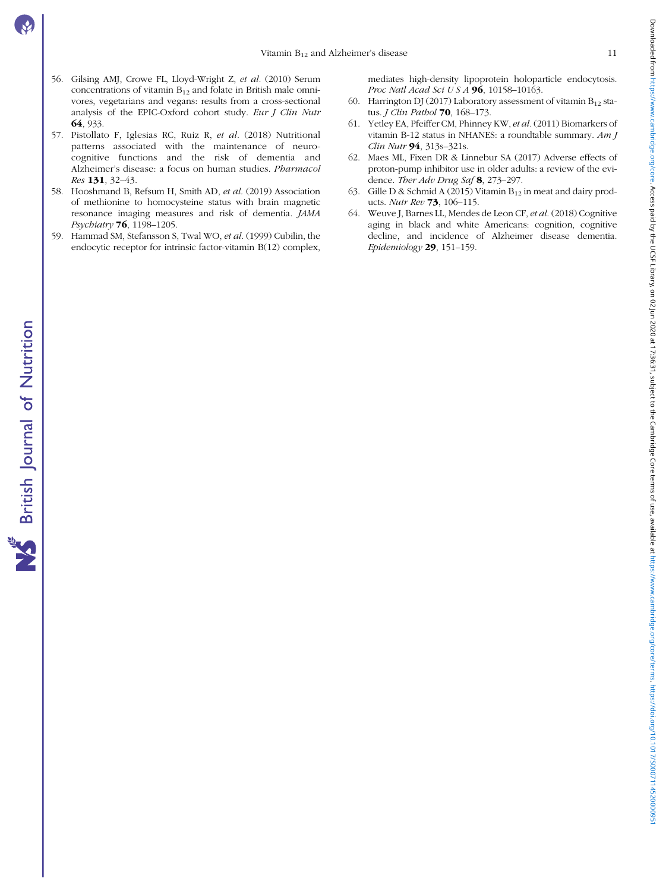56. Gilsing AMJ, Crowe FL, Lloyd-Wright Z, *et al.* (2010) Serum concentrations of vitamin $B_{12}$ and folate in British male omnivores, vegetarians and vegans: results from a cross-sectional analysis of the EPIC-Oxford cohort study. *Eur J Clin Nutr* **64**, 933.
57. Pistollato F, Iglesias RC, Ruiz R, *et al.* (2018) Nutritional patterns associated with the maintenance of neurocognitive functions and the risk of dementia and Alzheimer's disease: a focus on human studies. *Pharmacol Res* **131**, 32–43.
58. Hooshmand B, Refsum H, Smith AD, *et al.* (2019) Association of methionine to homocysteine status with brain magnetic resonance imaging measures and risk of dementia. *JAMA Psychiatry* **76**, 1198–1205.
59. Hammad SM, Stefansson S, Twal WO, *et al.* (1999) Cubilin, the endocytic receptor for intrinsic factor-vitamin B(12) complex, mediates high-density lipoprotein holoparticle endocytosis. *Proc Natl Acad Sci U S A* **96**, 10158–10163.
60. Harrington DJ (2017) Laboratory assessment of vitamin $B_{12}$ status. *J Clin Pathol* **70**, 168–173.
61. Yetley EA, Pfeiffer CM, Phinney KW, *et al.* (2011) Biomarkers of vitamin B-12 status in NHANES: a roundtable summary. *Am J Clin Nutr* **94**, 313s–321s.
62. Maes ML, Fixen DR & Linnebur SA (2017) Adverse effects of proton-pump inhibitor use in older adults: a review of the evidence. *Ther Adv Drug Saf* **8**, 273–297.
63. Gille D & Schmid A (2015) Vitamin $B_{12}$ in meat and dairy products. *Nutr Rev* **73**, 106–115.
64. Weuve J, Barnes LL, Mendes de Leon CF, *et al.* (2018) Cognitive aging in black and white Americans: cognition, cognitive decline, and incidence of Alzheimer disease dementia. *Epidemiology* **29**, 151–159.